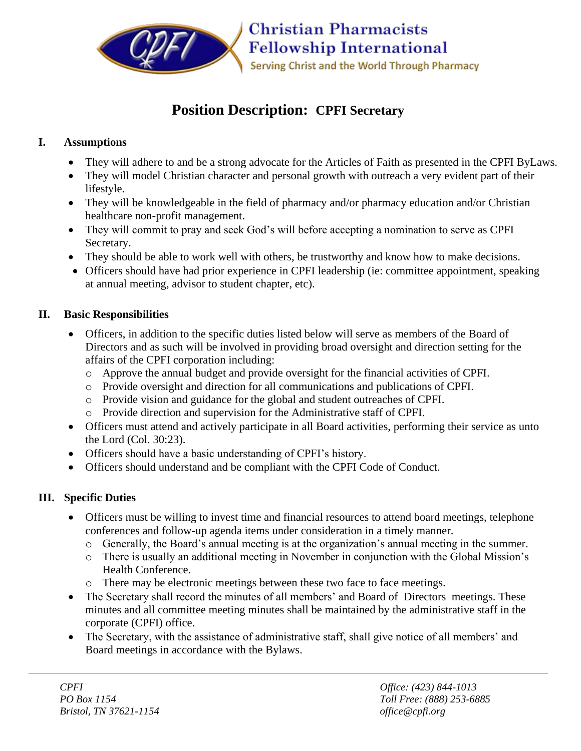Christian Pharmacists Fellowship International

Serving Christ and the World Through Pharmacy

# Position Description: CPFI Secretary

## I. Assumptions

- They will adhere to and be a strong advocate for the Articles of Faith as presented in the CPFI ByLaws.
- They will model Christian character and personal growth with outreach a very evident part of their lifestyle.
- They will be knowledgeable in the field of pharmacy and/or pharmacy education and/or Christian healthcare non-profit management.
- They will commit to pray and seek God's will before accepting a nomination to serve as CPFI Secretary.
- They should be able to work well with others, be trustworthy and know how to make decisions.
- Officers should have had prior experience in CPFI leadership (ie: committee appointment, speaking at annual meeting, advisor to student chapter, etc).

## II. Basic Responsibilities

- Officers, in addition to the specific duties listed below will serve as members of the Board of Directors and as such will be involved in providing broad oversight and direction setting for the affairs of the CPFI corporation including:
  - Approve the annual budget and provide oversight for the financial activities of CPFI.
  - Provide oversight and direction for all communications and publications of CPFI.
  - Provide vision and guidance for the global and student outreaches of CPFI.
  - Provide direction and supervision for the Administrative staff of CPFI.
- Officers must attend and actively participate in all Board activities, performing their service as unto the Lord (Col. 30:23).
- Officers should have a basic understanding of CPFI's history.
- Officers should understand and be compliant with the CPFI Code of Conduct.

## III. Specific Duties

- Officers must be willing to invest time and financial resources to attend board meetings, telephone conferences and follow-up agenda items under consideration in a timely manner.
  - Generally, the Board's annual meeting is at the organization's annual meeting in the summer.
  - There is usually an additional meeting in November in conjunction with the Global Mission's Health Conference.
  - There may be electronic meetings between these two face to face meetings.
- The Secretary shall record the minutes of all members' and Board of Directors meetings. These minutes and all committee meeting minutes shall be maintained by the administrative staff in the corporate (CPFI) office.
- The Secretary, with the assistance of administrative staff, shall give notice of all members' and Board meetings in accordance with the Bylaws.

*CPFI*
*PO Box 1154*
*Bristol, TN 37621-1154*

*Office: (423) 844-1013*
*Toll Free: (888) 253-6885*
*office@cpfi.org*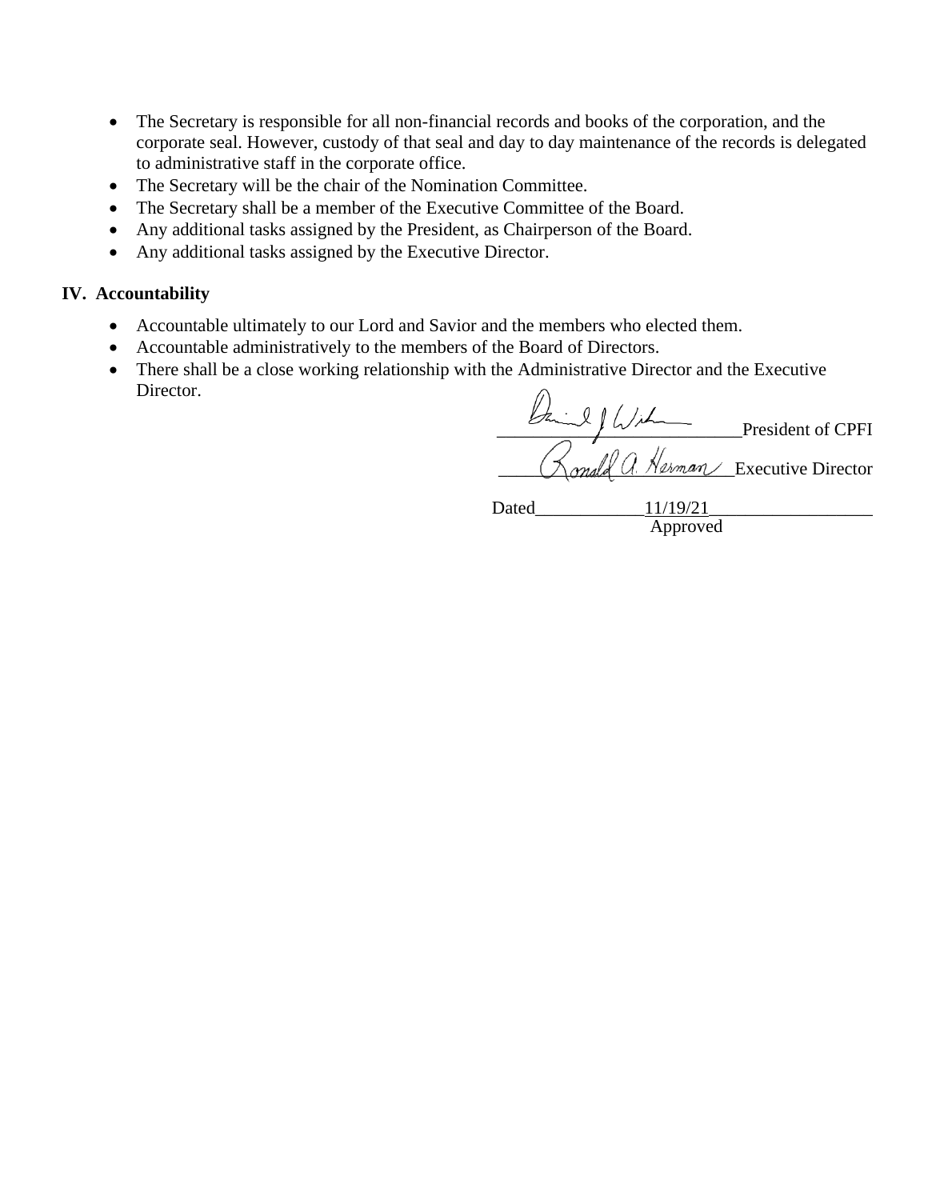- The Secretary is responsible for all non-financial records and books of the corporation, and the corporate seal. However, custody of that seal and day to day maintenance of the records is delegated to administrative staff in the corporate office.
- The Secretary will be the chair of the Nomination Committee.
- The Secretary shall be a member of the Executive Committee of the Board.
- Any additional tasks assigned by the President, as Chairperson of the Board.
- Any additional tasks assigned by the Executive Director.

## IV. Accountability

- Accountable ultimately to our Lord and Savior and the members who elected them.
- Accountable administratively to the members of the Board of Directors.
- There shall be a close working relationship with the Administrative Director and the Executive Director.

Daniel J Wilson ______________________ President of CPFI

Ronald A. Herman ______________________ Executive Director

Dated____________11/19/21__________________
Approved